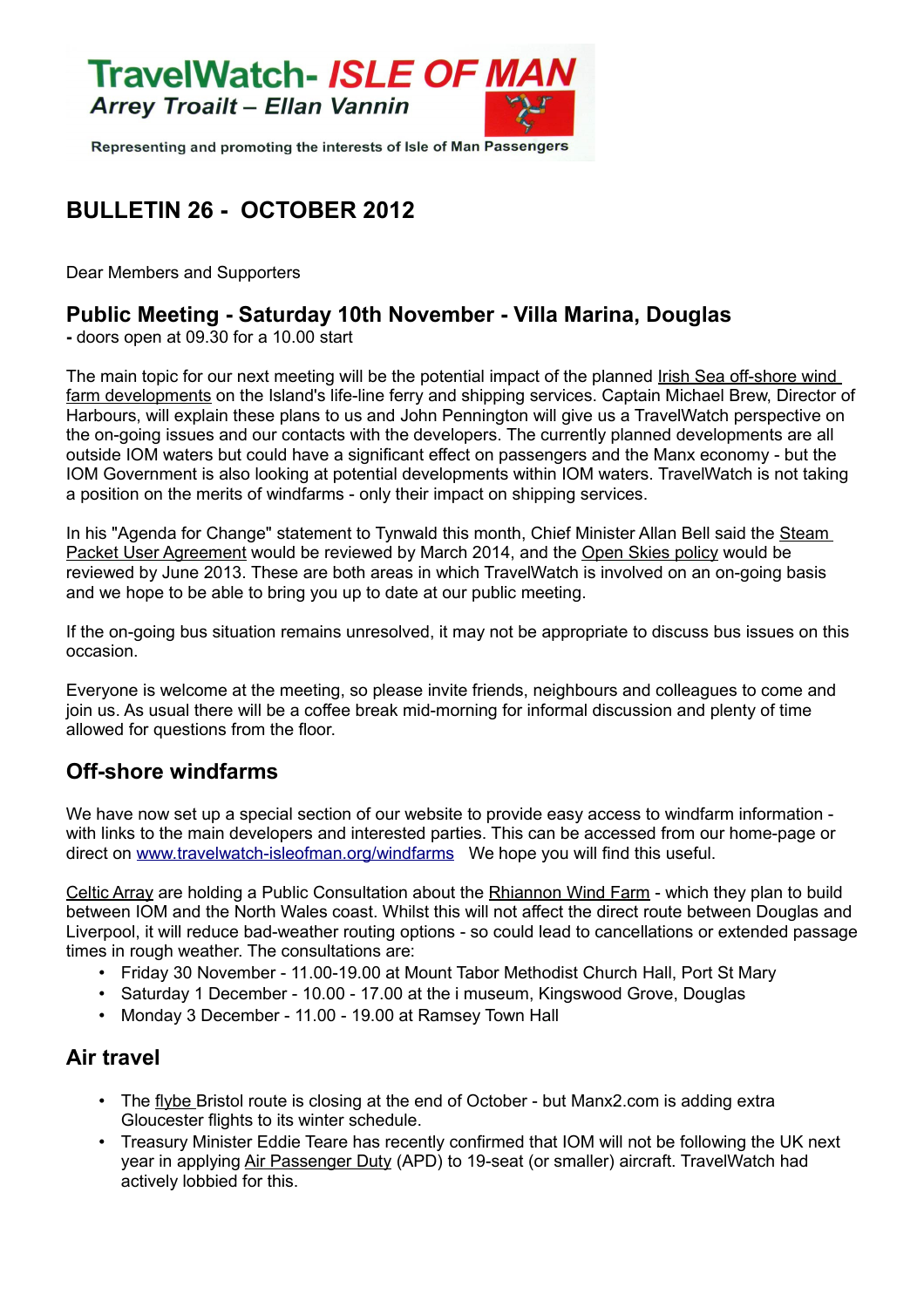**TravelWatch- ISLE OF MAN**
*Arrey Troailt – Ellan Vannin*

Representing and promoting the interests of Isle of Man Passengers

# BULLETIN 26 - OCTOBER 2012

Dear Members and Supporters

## Public Meeting - Saturday 10th November - Villa Marina, Douglas

**-** doors open at 09.30 for a 10.00 start

The main topic for our next meeting will be the potential impact of the planned Irish Sea off-shore wind farm developments on the Island's life-line ferry and shipping services. Captain Michael Brew, Director of Harbours, will explain these plans to us and John Pennington will give us a TravelWatch perspective on the on-going issues and our contacts with the developers. The currently planned developments are all outside IOM waters but could have a significant effect on passengers and the Manx economy - but the IOM Government is also looking at potential developments within IOM waters. TravelWatch is not taking a position on the merits of windfarms - only their impact on shipping services.

In his "Agenda for Change" statement to Tynwald this month, Chief Minister Allan Bell said the Steam Packet User Agreement would be reviewed by March 2014, and the Open Skies policy would be reviewed by June 2013. These are both areas in which TravelWatch is involved on an on-going basis and we hope to be able to bring you up to date at our public meeting.

If the on-going bus situation remains unresolved, it may not be appropriate to discuss bus issues on this occasion.

Everyone is welcome at the meeting, so please invite friends, neighbours and colleagues to come and join us. As usual there will be a coffee break mid-morning for informal discussion and plenty of time allowed for questions from the floor.

## Off-shore windfarms

We have now set up a special section of our website to provide easy access to windfarm information - with links to the main developers and interested parties. This can be accessed from our home-page or direct on www.travelwatch-isleofman.org/windfarms We hope you will find this useful.

Celtic Array are holding a Public Consultation about the Rhiannon Wind Farm - which they plan to build between IOM and the North Wales coast. Whilst this will not affect the direct route between Douglas and Liverpool, it will reduce bad-weather routing options - so could lead to cancellations or extended passage times in rough weather. The consultations are:

- Friday 30 November - 11.00-19.00 at Mount Tabor Methodist Church Hall, Port St Mary
- Saturday 1 December - 10.00 - 17.00 at the i museum, Kingswood Grove, Douglas
- Monday 3 December - 11.00 - 19.00 at Ramsey Town Hall

## Air travel

- The flybe Bristol route is closing at the end of October - but Manx2.com is adding extra Gloucester flights to its winter schedule.
- Treasury Minister Eddie Teare has recently confirmed that IOM will not be following the UK next year in applying Air Passenger Duty (APD) to 19-seat (or smaller) aircraft. TravelWatch had actively lobbied for this.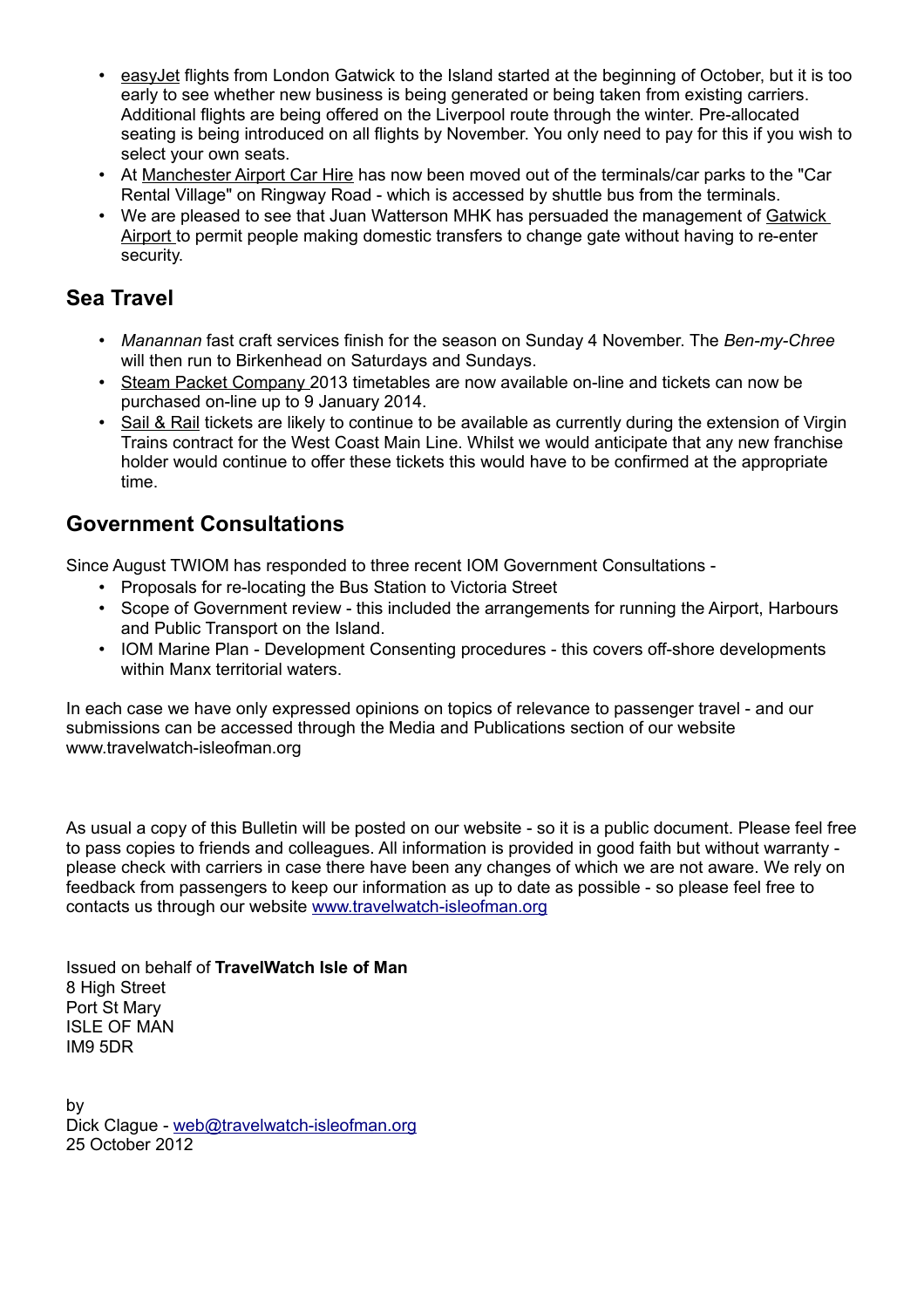- easyJet flights from London Gatwick to the Island started at the beginning of October, but it is too early to see whether new business is being generated or being taken from existing carriers. Additional flights are being offered on the Liverpool route through the winter. Pre-allocated seating is being introduced on all flights by November. You only need to pay for this if you wish to select your own seats.
- At Manchester Airport Car Hire has now been moved out of the terminals/car parks to the "Car Rental Village" on Ringway Road - which is accessed by shuttle bus from the terminals.
- We are pleased to see that Juan Watterson MHK has persuaded the management of Gatwick Airport to permit people making domestic transfers to change gate without having to re-enter security.

## Sea Travel

- *Manannan* fast craft services finish for the season on Sunday 4 November. The *Ben-my-Chree* will then run to Birkenhead on Saturdays and Sundays.
- Steam Packet Company 2013 timetables are now available on-line and tickets can now be purchased on-line up to 9 January 2014.
- Sail & Rail tickets are likely to continue to be available as currently during the extension of Virgin Trains contract for the West Coast Main Line. Whilst we would anticipate that any new franchise holder would continue to offer these tickets this would have to be confirmed at the appropriate time.

## Government Consultations

Since August TWIOM has responded to three recent IOM Government Consultations -

- Proposals for re-locating the Bus Station to Victoria Street
- Scope of Government review - this included the arrangements for running the Airport, Harbours and Public Transport on the Island.
- IOM Marine Plan - Development Consenting procedures - this covers off-shore developments within Manx territorial waters.

In each case we have only expressed opinions on topics of relevance to passenger travel - and our submissions can be accessed through the Media and Publications section of our website www.travelwatch-isleofman.org

As usual a copy of this Bulletin will be posted on our website - so it is a public document. Please feel free to pass copies to friends and colleagues. All information is provided in good faith but without warranty - please check with carriers in case there have been any changes of which we are not aware. We rely on feedback from passengers to keep our information as up to date as possible - so please feel free to contacts us through our website www.travelwatch-isleofman.org

Issued on behalf of **TravelWatch Isle of Man**
8 High Street
Port St Mary
ISLE OF MAN
IM9 5DR

by
Dick Clague - web@travelwatch-isleofman.org
25 October 2012